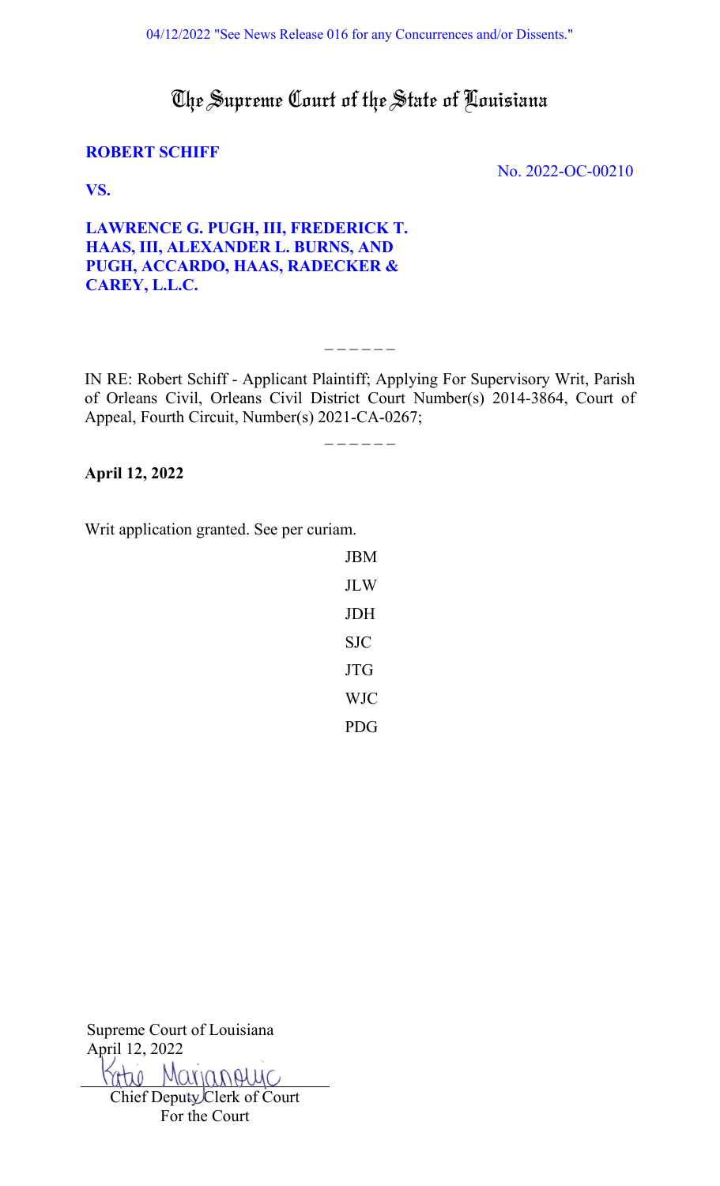04/12/2022 "See News Release 016 for any Concurrences and/or Dissents."

# The Supreme Court of the State of Louisiana

**ROBERT SCHIFF**

No. 2022-OC-00210

**VS.**

**LAWRENCE G. PUGH, III, FREDERICK T. HAAS, III, ALEXANDER L. BURNS, AND PUGH, ACCARDO, HAAS, RADECKER & CAREY, L.L.C.**

– – – – – –

IN RE: Robert Schiff - Applicant Plaintiff; Applying For Supervisory Writ, Parish of Orleans Civil, Orleans Civil District Court Number(s) 2014-3864, Court of Appeal, Fourth Circuit, Number(s) 2021-CA-0267;

– – – – – –

**April 12, 2022**

Writ application granted. See per curiam.

JBM

JLW

JDH

SJC

JTG

WJC

PDG

Supreme Court of Louisiana
April 12, 2022

Katie Marjanovic

Chief Deputy Clerk of Court
For the Court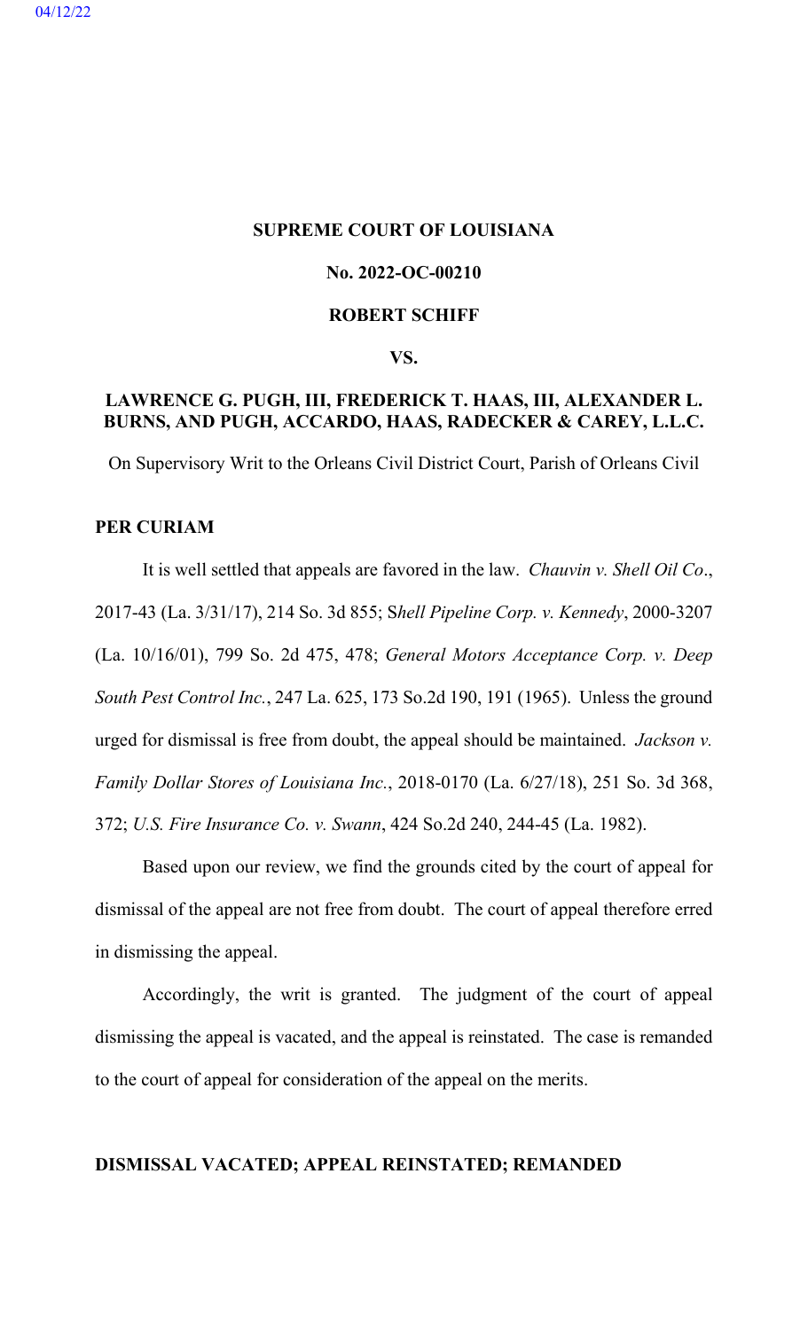04/12/22

**SUPREME COURT OF LOUISIANA**

**No. 2022-OC-00210**

**ROBERT SCHIFF**

**VS.**

**LAWRENCE G. PUGH, III, FREDERICK T. HAAS, III, ALEXANDER L. BURNS, AND PUGH, ACCARDO, HAAS, RADECKER & CAREY, L.L.C.**

On Supervisory Writ to the Orleans Civil District Court, Parish of Orleans Civil

**PER CURIAM**

It is well settled that appeals are favored in the law. *Chauvin v. Shell Oil Co*., 2017-43 (La. 3/31/17), 214 So. 3d 855; S*hell Pipeline Corp. v. Kennedy*, 2000-3207 (La. 10/16/01), 799 So. 2d 475, 478; *General Motors Acceptance Corp. v. Deep South Pest Control Inc.*, 247 La. 625, 173 So.2d 190, 191 (1965). Unless the ground urged for dismissal is free from doubt, the appeal should be maintained. *Jackson v. Family Dollar Stores of Louisiana Inc.*, 2018-0170 (La. 6/27/18), 251 So. 3d 368, 372; *U.S. Fire Insurance Co. v. Swann*, 424 So.2d 240, 244-45 (La. 1982).

Based upon our review, we find the grounds cited by the court of appeal for dismissal of the appeal are not free from doubt. The court of appeal therefore erred in dismissing the appeal.

Accordingly, the writ is granted. The judgment of the court of appeal dismissing the appeal is vacated, and the appeal is reinstated. The case is remanded to the court of appeal for consideration of the appeal on the merits.

**DISMISSAL VACATED; APPEAL REINSTATED; REMANDED**